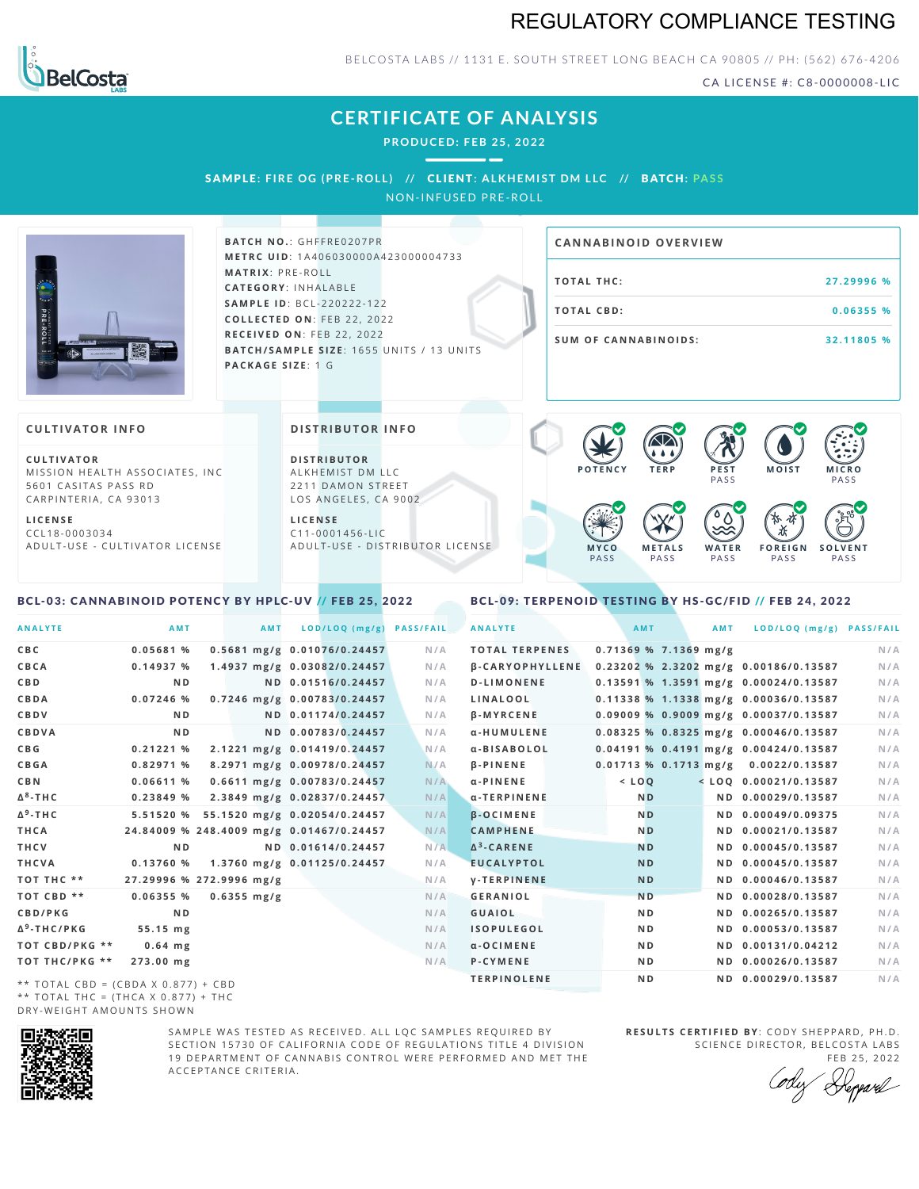# REGULATORY COMPLIANCE TESTING

BELCOSTA LABS // 1131 E. SOUTH STREET LONG BEACH CA 90805 // PH: (562) 676-4206

CA LICENSE #: C8-0000008-LIC

## CERTIFICATE OF ANALYSIS

**PRODUCED: FEB 25, 2022**

**SAMPLE: FIRE OG (PRE-ROLL) // CLIENT: ALKHEMIST DM LLC // BATCH: PASS**

NON-INFUSED PRE-ROLL

**BATCH NO.**: GHFFRE0207PR
**METRC UID**: 1A406030000A423000004733
**MATRIX**: PRE-ROLL
**CATEGORY**: INHALABLE
**SAMPLE ID**: BCL-220222-122
**COLLECTED ON**: FEB 22, 2022
**RECEIVED ON**: FEB 22, 2022
**BATCH/SAMPLE SIZE**: 1655 UNITS / 13 UNITS
**PACKAGE SIZE**: 1 G

### CANNABINOID OVERVIEW

| | |
|---|---|
| TOTAL THC: | 27.29996 % |
| TOTAL CBD: | 0.06355 % |
| SUM OF CANNABINOIDS: | 32.11805 % |

### CULTIVATOR INFO

**CULTIVATOR**
MISSION HEALTH ASSOCIATES, INC
5601 CASITAS PASS RD
CARPINTERIA, CA 93013

**LICENSE**
CCL18-0003034
ADULT-USE - CULTIVATOR LICENSE

### DISTRIBUTOR INFO

**DISTRIBUTOR**
ALKHEMIST DM LLC
2211 DAMON STREET
LOS ANGELES, CA 9002

**LICENSE**
C11-0001456-LIC
ADULT-USE - DISTRIBUTOR LICENSE

POTENCY | TERP | PEST PASS | MOIST | MICRO PASS | MYCO PASS | METALS PASS | WATER PASS | FOREIGN PASS | SOLVENT PASS

### BCL-03: CANNABINOID POTENCY BY HPLC-UV // FEB 25, 2022

| ANALYTE | AMT | AMT | LOD/LOQ (mg/g) | PASS/FAIL |
|---|---|---|---|---|
| CBC | 0.05681 % | 0.5681 mg/g | 0.01076/0.24457 | N/A |
| CBCA | 0.14937 % | 1.4937 mg/g | 0.03082/0.24457 | N/A |
| CBD | ND | ND | 0.01516/0.24457 | N/A |
| CBDA | 0.07246 % | 0.7246 mg/g | 0.00783/0.24457 | N/A |
| CBDV | ND | ND | 0.01174/0.24457 | N/A |
| CBDVA | ND | ND | 0.00783/0.24457 | N/A |
| CBG | 0.21221 % | 2.1221 mg/g | 0.01419/0.24457 | N/A |
| CBGA | 0.82971 % | 8.2971 mg/g | 0.00978/0.24457 | N/A |
| CBN | 0.06611 % | 0.6611 mg/g | 0.00783/0.24457 | N/A |
| $\Delta^8$-THC | 0.23849 % | 2.3849 mg/g | 0.02837/0.24457 | N/A |
| $\Delta^9$-THC | 5.51520 % | 55.1520 mg/g | 0.02054/0.24457 | N/A |
| THCA | 24.84009 % | 248.4009 mg/g | 0.01467/0.24457 | N/A |
| THCV | ND | ND | 0.01614/0.24457 | N/A |
| THCVA | 0.13760 % | 1.3760 mg/g | 0.01125/0.24457 | N/A |
| TOT THC ** | 27.29996 % | 272.9996 mg/g | | N/A |
| TOT CBD ** | 0.06355 % | 0.6355 mg/g | | N/A |
| CBD/PKG | ND | | | N/A |
| $\Delta^9$-THC/PKG | 55.15 mg | | | N/A |
| TOT CBD/PKG ** | 0.64 mg | | | N/A |
| TOT THC/PKG ** | 273.00 mg | | | N/A |

** TOTAL CBD = (CBDA X 0.877) + CBD
** TOTAL THC = (THCA X 0.877) + THC
DRY-WEIGHT AMOUNTS SHOWN

### BCL-09: TERPENOID TESTING BY HS-GC/FID // FEB 24, 2022

| ANALYTE | AMT | AMT | LOD/LOQ (mg/g) | PASS/FAIL |
|---|---|---|---|---|
| TOTAL TERPENES | 0.71369 % | 7.1369 mg/g | | N/A |
| β-CARYOPHYLLENE | 0.23202 % | 2.3202 mg/g | 0.00186/0.13587 | N/A |
| D-LIMONENE | 0.13591 % | 1.3591 mg/g | 0.00024/0.13587 | N/A |
| LINALOOL | 0.11338 % | 1.1338 mg/g | 0.00036/0.13587 | N/A |
| β-MYRCENE | 0.09009 % | 0.9009 mg/g | 0.00037/0.13587 | N/A |
| α-HUMULENE | 0.08325 % | 0.8325 mg/g | 0.00046/0.13587 | N/A |
| α-BISABOLOL | 0.04191 % | 0.4191 mg/g | 0.00424/0.13587 | N/A |
| β-PINENE | 0.01713 % | 0.1713 mg/g | 0.0022/0.13587 | N/A |
| α-PINENE | < LOQ | < LOQ | 0.00021/0.13587 | N/A |
| α-TERPINENE | ND | ND | 0.00029/0.13587 | N/A |
| β-OCIMENE | ND | ND | 0.00049/0.09375 | N/A |
| CAMPHENE | ND | ND | 0.00021/0.13587 | N/A |
| $\Delta^3$-CARENE | ND | ND | 0.00045/0.13587 | N/A |
| EUCALYPTOL | ND | ND | 0.00045/0.13587 | N/A |
| γ-TERPINENE | ND | ND | 0.00046/0.13587 | N/A |
| GERANIOL | ND | ND | 0.00028/0.13587 | N/A |
| GUAIOL | ND | ND | 0.00265/0.13587 | N/A |
| ISOPULEGOL | ND | ND | 0.00053/0.13587 | N/A |
| α-OCIMENE | ND | ND | 0.00131/0.04212 | N/A |
| P-CYMENE | ND | ND | 0.00026/0.13587 | N/A |
| TERPINOLENE | ND | ND | 0.00029/0.13587 | N/A |

SAMPLE WAS TESTED AS RECEIVED. ALL LQC SAMPLES REQUIRED BY SECTION 15730 OF CALIFORNIA CODE OF REGULATIONS TITLE 4 DIVISION 19 DEPARTMENT OF CANNABIS CONTROL WERE PERFORMED AND MET THE ACCEPTANCE CRITERIA.

**RESULTS CERTIFIED BY**: CODY SHEPPARD, PH.D.
SCIENCE DIRECTOR, BELCOSTA LABS
FEB 25, 2022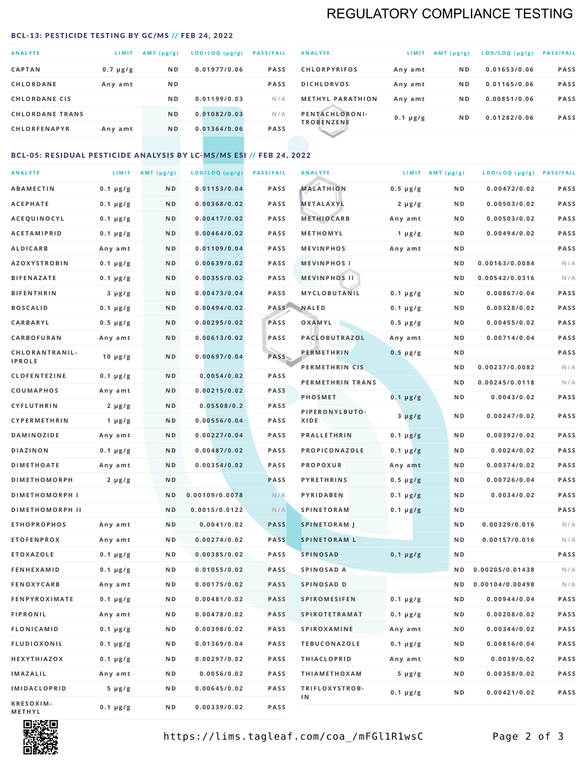# REGULATORY COMPLIANCE TESTING

## BCL-13: PESTICIDE TESTING BY GC/MS // FEB 24, 2022

| ANALYTE | LIMIT | AMT (µg/g) | LOD/LOQ (µg/g) | PASS/FAIL |
|---|---|---|---|---|
| CAPTAN | 0.7 µg/g | ND | 0.01977/0.06 | PASS |
| CHLORDANE | Any amt | ND | | PASS |
| CHLORDANE CIS | | ND | 0.01199/0.03 | N/A |
| CHLORDANE TRANS | | ND | 0.01082/0.03 | N/A |
| CHLORFENAPYR | Any amt | ND | 0.01364/0.06 | PASS |
| CHLORPYRIFOS | Any amt | ND | 0.01653/0.06 | PASS |
| DICHLORVOS | Any amt | ND | 0.01165/0.06 | PASS |
| METHYL PARATHION | Any amt | ND | 0.00851/0.06 | PASS |
| PENTACHLORONITROBENZENE | 0.1 µg/g | ND | 0.01282/0.06 | PASS |

## BCL-05: RESIDUAL PESTICIDE ANALYSIS BY LC-MS/MS ESI // FEB 24, 2022

| ANALYTE | LIMIT | AMT (µg/g) | LOD/LOQ (µg/g) | PASS/FAIL |
|---|---|---|---|---|
| ABAMECTIN | 0.1 µg/g | ND | 0.01153/0.04 | PASS |
| ACEPHATE | 0.1 µg/g | ND | 0.00368/0.02 | PASS |
| ACEQUINOCYL | 0.1 µg/g | ND | 0.00417/0.02 | PASS |
| ACETAMIPRID | 0.1 µg/g | ND | 0.00464/0.02 | PASS |
| ALDICARB | Any amt | ND | 0.01109/0.04 | PASS |
| AZOXYSTROBIN | 0.1 µg/g | ND | 0.00639/0.02 | PASS |
| BIFENAZATE | 0.1 µg/g | ND | 0.00355/0.02 | PASS |
| BIFENTHRIN | 3 µg/g | ND | 0.00473/0.04 | PASS |
| BOSCALID | 0.1 µg/g | ND | 0.00494/0.02 | PASS |
| CARBARYL | 0.5 µg/g | ND | 0.00295/0.02 | PASS |
| CARBOFURAN | Any amt | ND | 0.00613/0.02 | PASS |
| CHLORANTRANILIPROLE | 10 µg/g | ND | 0.00697/0.04 | PASS |
| CLOFENTEZINE | 0.1 µg/g | ND | 0.0054/0.02 | PASS |
| COUMAPHOS | Any amt | ND | 0.00215/0.02 | PASS |
| CYFLUTHRIN | 2 µg/g | ND | 0.05508/0.2 | PASS |
| CYPERMETHRIN | 1 µg/g | ND | 0.00556/0.04 | PASS |
| DAMINOZIDE | Any amt | ND | 0.00227/0.04 | PASS |
| DIAZINON | 0.1 µg/g | ND | 0.00487/0.02 | PASS |
| DIMETHOATE | Any amt | ND | 0.00354/0.02 | PASS |
| DIMETHOMORPH | 2 µg/g | ND | | PASS |
| DIMETHOMORPH I | | ND | 0.00109/0.0078 | N/A |
| DIMETHOMORPH II | | ND | 0.0015/0.0122 | N/A |
| ETHOPROPHOS | Any amt | ND | 0.0041/0.02 | PASS |
| ETOFENPROX | Any amt | ND | 0.00274/0.02 | PASS |
| ETOXAZOLE | 0.1 µg/g | ND | 0.00385/0.02 | PASS |
| FENHEXAMID | 0.1 µg/g | ND | 0.01055/0.02 | PASS |
| FENOXYCARB | Any amt | ND | 0.00175/0.02 | PASS |
| FENPYROXIMATE | 0.1 µg/g | ND | 0.00481/0.02 | PASS |
| FIPRONIL | Any amt | ND | 0.00478/0.02 | PASS |
| FLONICAMID | 0.1 µg/g | ND | 0.00398/0.02 | PASS |
| FLUDIOXONIL | 0.1 µg/g | ND | 0.01369/0.04 | PASS |
| HEXYTHIAZOX | 0.1 µg/g | ND | 0.00297/0.02 | PASS |
| IMAZALIL | Any amt | ND | 0.0056/0.02 | PASS |
| IMIDACLOPRID | 5 µg/g | ND | 0.00645/0.02 | PASS |
| KRESOXIM-METHYL | 0.1 µg/g | ND | 0.00339/0.02 | PASS |
| MALATHION | 0.5 µg/g | ND | 0.00472/0.02 | PASS |
| METALAXYL | 2 µg/g | ND | 0.00503/0.02 | PASS |
| METHIOCARB | Any amt | ND | 0.00503/0.02 | PASS |
| METHOMYL | 1 µg/g | ND | 0.00494/0.02 | PASS |
| MEVINPHOS | Any amt | ND | | PASS |
| MEVINPHOS I | | ND | 0.00163/0.0084 | N/A |
| MEVINPHOS II | | ND | 0.00542/0.0316 | N/A |
| MYCLOBUTANIL | 0.1 µg/g | ND | 0.00867/0.04 | PASS |
| NALED | 0.1 µg/g | ND | 0.00328/0.02 | PASS |
| OXAMYL | 0.5 µg/g | ND | 0.00455/0.02 | PASS |
| PACLOBUTRAZOL | Any amt | ND | 0.00714/0.04 | PASS |
| PERMETHRIN | 0.5 µg/g | ND | | PASS |
| PERMETHRIN CIS | | ND | 0.00237/0.0082 | N/A |
| PERMETHRIN TRANS | | ND | 0.00245/0.0118 | N/A |
| PHOSMET | 0.1 µg/g | ND | 0.0043/0.02 | PASS |
| PIPERONYLBUTOXIDE | 3 µg/g | ND | 0.00247/0.02 | PASS |
| PRALLETHRIN | 0.1 µg/g | ND | 0.00392/0.02 | PASS |
| PROPICONAZOLE | 0.1 µg/g | ND | 0.0024/0.02 | PASS |
| PROPOXUR | Any amt | ND | 0.00374/0.02 | PASS |
| PYRETHRINS | 0.5 µg/g | ND | 0.00726/0.04 | PASS |
| PYRIDABEN | 0.1 µg/g | ND | 0.0034/0.02 | PASS |
| SPINETORAM | 0.1 µg/g | ND | | PASS |
| SPINETORAM J | | ND | 0.00329/0.016 | N/A |
| SPINETORAM L | | ND | 0.00157/0.016 | N/A |
| SPINOSAD | 0.1 µg/g | ND | | PASS |
| SPINOSAD A | | ND | 0.00205/0.01438 | N/A |
| SPINOSAD D | | ND | 0.00104/0.00498 | N/A |
| SPIROMESIFEN | 0.1 µg/g | ND | 0.00944/0.04 | PASS |
| SPIROTETRAMAT | 0.1 µg/g | ND | 0.00208/0.02 | PASS |
| SPIROXAMINE | Any amt | ND | 0.00344/0.02 | PASS |
| TEBUCONAZOLE | 0.1 µg/g | ND | 0.00816/0.04 | PASS |
| THIACLOPRID | Any amt | ND | 0.0039/0.02 | PASS |
| THIAMETHOXAM | 5 µg/g | ND | 0.00358/0.02 | PASS |
| TRIFLOXYSTROBIN | 0.1 µg/g | ND | 0.00421/0.02 | PASS |

https://lims.tagleaf.com/coa_/mFGl1R1wsC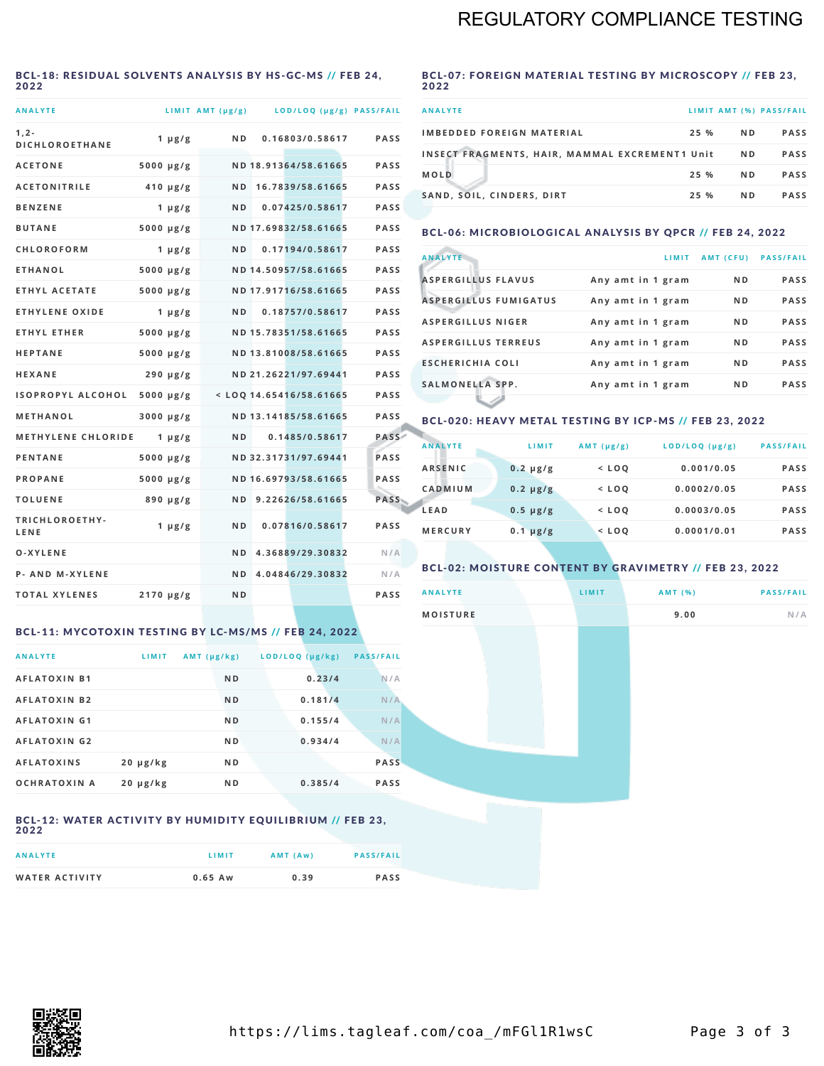# REGULATORY COMPLIANCE TESTING

## BCL-18: RESIDUAL SOLVENTS ANALYSIS BY HS-GC-MS // FEB 24, 2022

| ANALYTE | LIMIT | AMT (μg/g) | LOD/LOQ (μg/g) | PASS/FAIL |
|---|---|---|---|---|
| 1,2-DICHLOROETHANE | 1 μg/g | ND | 0.16803/0.58617 | PASS |
| ACETONE | 5000 μg/g | ND | 18.91364/58.61665 | PASS |
| ACETONITRILE | 410 μg/g | ND | 16.7839/58.61665 | PASS |
| BENZENE | 1 μg/g | ND | 0.07425/0.58617 | PASS |
| BUTANE | 5000 μg/g | ND | 17.69832/58.61665 | PASS |
| CHLOROFORM | 1 μg/g | ND | 0.17194/0.58617 | PASS |
| ETHANOL | 5000 μg/g | ND | 14.50957/58.61665 | PASS |
| ETHYL ACETATE | 5000 μg/g | ND | 17.91716/58.61665 | PASS |
| ETHYLENE OXIDE | 1 μg/g | ND | 0.18757/0.58617 | PASS |
| ETHYL ETHER | 5000 μg/g | ND | 15.78351/58.61665 | PASS |
| HEPTANE | 5000 μg/g | ND | 13.81008/58.61665 | PASS |
| HEXANE | 290 μg/g | ND | 21.26221/97.69441 | PASS |
| ISOPROPYL ALCOHOL | 5000 μg/g | < LOQ | 14.65416/58.61665 | PASS |
| METHANOL | 3000 μg/g | ND | 13.14185/58.61665 | PASS |
| METHYLENE CHLORIDE | 1 μg/g | ND | 0.1485/0.58617 | PASS |
| PENTANE | 5000 μg/g | ND | 32.31731/97.69441 | PASS |
| PROPANE | 5000 μg/g | ND | 16.69793/58.61665 | PASS |
| TOLUENE | 890 μg/g | ND | 9.22626/58.61665 | PASS |
| TRICHLOROETHYLENE | 1 μg/g | ND | 0.07816/0.58617 | PASS |
| O-XYLENE | | ND | 4.36889/29.30832 | N/A |
| P- AND M-XYLENE | | ND | 4.04846/29.30832 | N/A |
| TOTAL XYLENES | 2170 μg/g | ND | | PASS |

## BCL-11: MYCOTOXIN TESTING BY LC-MS/MS // FEB 24, 2022

| ANALYTE | LIMIT | AMT (μg/kg) | LOD/LOQ (μg/kg) | PASS/FAIL |
|---|---|---|---|---|
| AFLATOXIN B1 | | ND | 0.23/4 | N/A |
| AFLATOXIN B2 | | ND | 0.181/4 | N/A |
| AFLATOXIN G1 | | ND | 0.155/4 | N/A |
| AFLATOXIN G2 | | ND | 0.934/4 | N/A |
| AFLATOXINS | 20 μg/kg | ND | | PASS |
| OCHRATOXIN A | 20 μg/kg | ND | 0.385/4 | PASS |

## BCL-12: WATER ACTIVITY BY HUMIDITY EQUILIBRIUM // FEB 23, 2022

| ANALYTE | LIMIT | AMT (Aw) | PASS/FAIL |
|---|---|---|---|
| WATER ACTIVITY | 0.65 Aw | 0.39 | PASS |

## BCL-07: FOREIGN MATERIAL TESTING BY MICROSCOPY // FEB 23, 2022

| ANALYTE | LIMIT | AMT (%) | PASS/FAIL |
|---|---|---|---|
| IMBEDDED FOREIGN MATERIAL | 25 % | ND | PASS |
| INSECT FRAGMENTS, HAIR, MAMMAL EXCREMENT | 1 Unit | ND | PASS |
| MOLD | 25 % | ND | PASS |
| SAND, SOIL, CINDERS, DIRT | 25 % | ND | PASS |

## BCL-06: MICROBIOLOGICAL ANALYSIS BY QPCR // FEB 24, 2022

| ANALYTE | LIMIT | AMT (CFU) | PASS/FAIL |
|---|---|---|---|
| ASPERGILLUS FLAVUS | Any amt in 1 gram | ND | PASS |
| ASPERGILLUS FUMIGATUS | Any amt in 1 gram | ND | PASS |
| ASPERGILLUS NIGER | Any amt in 1 gram | ND | PASS |
| ASPERGILLUS TERREUS | Any amt in 1 gram | ND | PASS |
| ESCHERICHIA COLI | Any amt in 1 gram | ND | PASS |
| SALMONELLA SPP. | Any amt in 1 gram | ND | PASS |

## BCL-020: HEAVY METAL TESTING BY ICP-MS // FEB 23, 2022

| ANALYTE | LIMIT | AMT (μg/g) | LOD/LOQ (μg/g) | PASS/FAIL |
|---|---|---|---|---|
| ARSENIC | 0.2 μg/g | < LOQ | 0.001/0.05 | PASS |
| CADMIUM | 0.2 μg/g | < LOQ | 0.0002/0.05 | PASS |
| LEAD | 0.5 μg/g | < LOQ | 0.0003/0.05 | PASS |
| MERCURY | 0.1 μg/g | < LOQ | 0.0001/0.01 | PASS |

## BCL-02: MOISTURE CONTENT BY GRAVIMETRY // FEB 23, 2022

| ANALYTE | LIMIT | AMT (%) | PASS/FAIL |
|---|---|---|---|
| MOISTURE | | 9.00 | N/A |

https://lims.tagleaf.com/coa_/mFGl1R1wsC